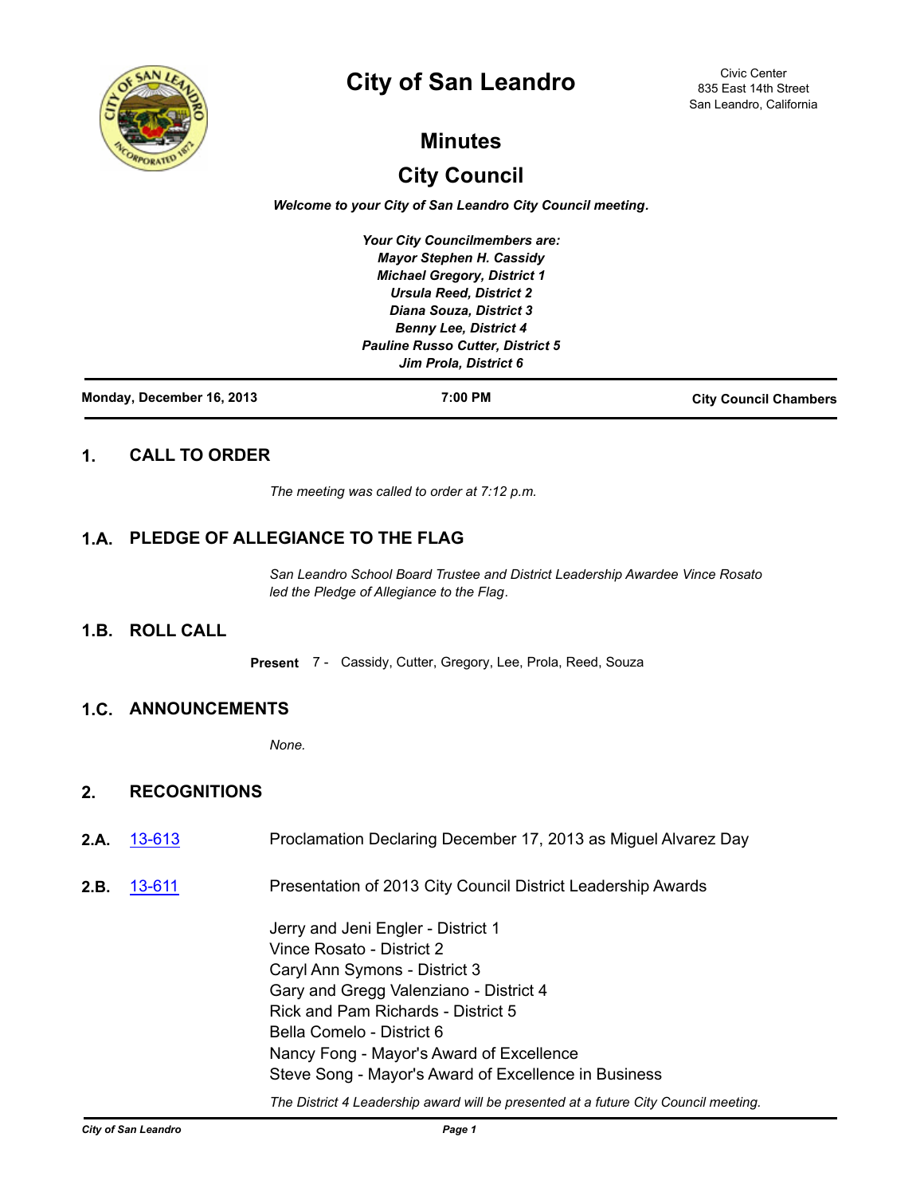# City of San Leandro

Civic Center
835 East 14th Street
San Leandro, California

## Minutes

## City Council

***Welcome to your City of San Leandro City Council meeting.***

***Your City Councilmembers are:***
***Mayor Stephen H. Cassidy***
***Michael Gregory, District 1***
***Ursula Reed, District 2***
***Diana Souza, District 3***
***Benny Lee, District 4***
***Pauline Russo Cutter, District 5***
***Jim Prola, District 6***

**Monday, December 16, 2013** **7:00 PM** **City Council Chambers**

---

### 1. CALL TO ORDER

*The meeting was called to order at 7:12 p.m.*

### 1.A. PLEDGE OF ALLEGIANCE TO THE FLAG

*San Leandro School Board Trustee and District Leadership Awardee Vince Rosato led the Pledge of Allegiance to the Flag.*

### 1.B. ROLL CALL

**Present** 7 - Cassidy, Cutter, Gregory, Lee, Prola, Reed, Souza

### 1.C. ANNOUNCEMENTS

*None.*

### 2. RECOGNITIONS

**2.A.** 13-613 Proclamation Declaring December 17, 2013 as Miguel Alvarez Day

**2.B.** 13-611 Presentation of 2013 City Council District Leadership Awards

Jerry and Jeni Engler - District 1
Vince Rosato - District 2
Caryl Ann Symons - District 3
Gary and Gregg Valenziano - District 4
Rick and Pam Richards - District 5
Bella Comelo - District 6
Nancy Fong - Mayor's Award of Excellence
Steve Song - Mayor's Award of Excellence in Business

*The District 4 Leadership award will be presented at a future City Council meeting.*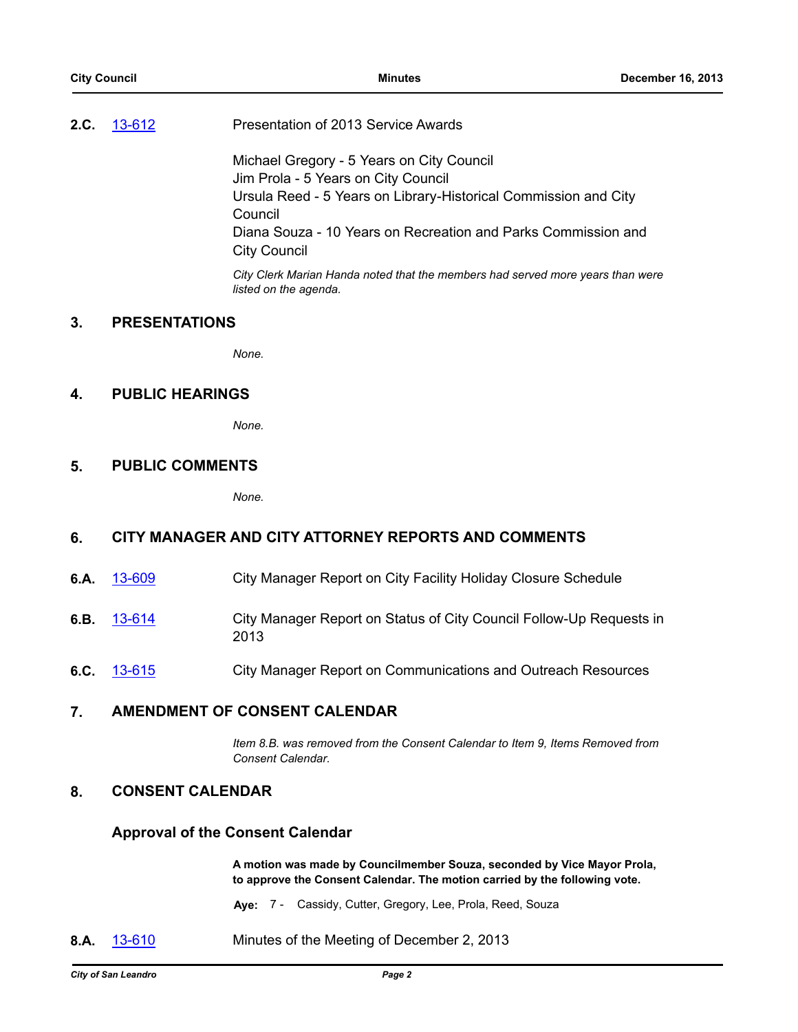**2.C.** 13-612 Presentation of 2013 Service Awards

Michael Gregory - 5 Years on City Council
Jim Prola - 5 Years on City Council
Ursula Reed - 5 Years on Library-Historical Commission and City Council
Diana Souza - 10 Years on Recreation and Parks Commission and City Council

*City Clerk Marian Handa noted that the members had served more years than were listed on the agenda.*

## 3. PRESENTATIONS

*None.*

## 4. PUBLIC HEARINGS

*None.*

## 5. PUBLIC COMMENTS

*None.*

## 6. CITY MANAGER AND CITY ATTORNEY REPORTS AND COMMENTS

**6.A.** 13-609 City Manager Report on City Facility Holiday Closure Schedule

**6.B.** 13-614 City Manager Report on Status of City Council Follow-Up Requests in 2013

**6.C.** 13-615 City Manager Report on Communications and Outreach Resources

## 7. AMENDMENT OF CONSENT CALENDAR

*Item 8.B. was removed from the Consent Calendar to Item 9, Items Removed from Consent Calendar.*

## 8. CONSENT CALENDAR

### Approval of the Consent Calendar

**A motion was made by Councilmember Souza, seconded by Vice Mayor Prola, to approve the Consent Calendar. The motion carried by the following vote.**

**Aye:** 7 - Cassidy, Cutter, Gregory, Lee, Prola, Reed, Souza

**8.A.** 13-610 Minutes of the Meeting of December 2, 2013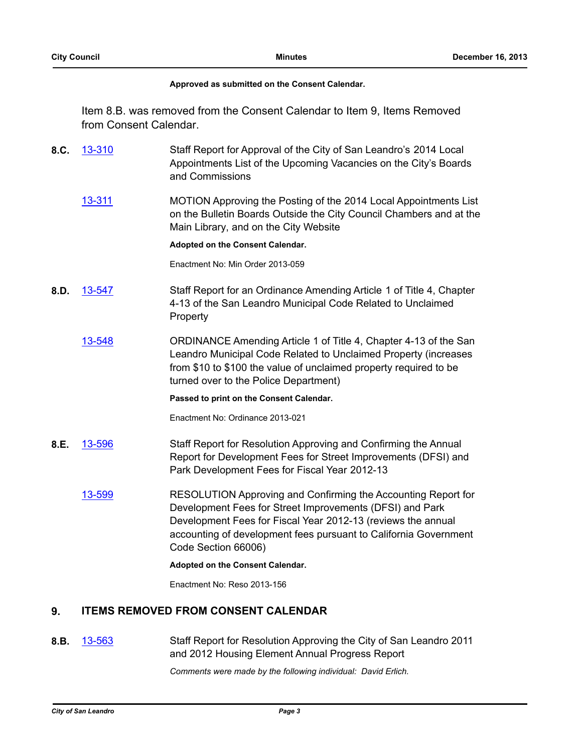**Approved as submitted on the Consent Calendar.**

Item 8.B. was removed from the Consent Calendar to Item 9, Items Removed from Consent Calendar.

**8.C.** 13-310 Staff Report for Approval of the City of San Leandro's 2014 Local Appointments List of the Upcoming Vacancies on the City's Boards and Commissions

13-311 MOTION Approving the Posting of the 2014 Local Appointments List on the Bulletin Boards Outside the City Council Chambers and at the Main Library, and on the City Website

**Adopted on the Consent Calendar.**

Enactment No: Min Order 2013-059

**8.D.** 13-547 Staff Report for an Ordinance Amending Article 1 of Title 4, Chapter 4-13 of the San Leandro Municipal Code Related to Unclaimed Property

13-548 ORDINANCE Amending Article 1 of Title 4, Chapter 4-13 of the San Leandro Municipal Code Related to Unclaimed Property (increases from $10 to $100 the value of unclaimed property required to be turned over to the Police Department)

**Passed to print on the Consent Calendar.**

Enactment No: Ordinance 2013-021

**8.E.** 13-596 Staff Report for Resolution Approving and Confirming the Annual Report for Development Fees for Street Improvements (DFSI) and Park Development Fees for Fiscal Year 2012-13

13-599 RESOLUTION Approving and Confirming the Accounting Report for Development Fees for Street Improvements (DFSI) and Park Development Fees for Fiscal Year 2012-13 (reviews the annual accounting of development fees pursuant to California Government Code Section 66006)

**Adopted on the Consent Calendar.**

Enactment No: Reso 2013-156

## 9. ITEMS REMOVED FROM CONSENT CALENDAR

**8.B.** 13-563 Staff Report for Resolution Approving the City of San Leandro 2011 and 2012 Housing Element Annual Progress Report

*Comments were made by the following individual: David Erlich.*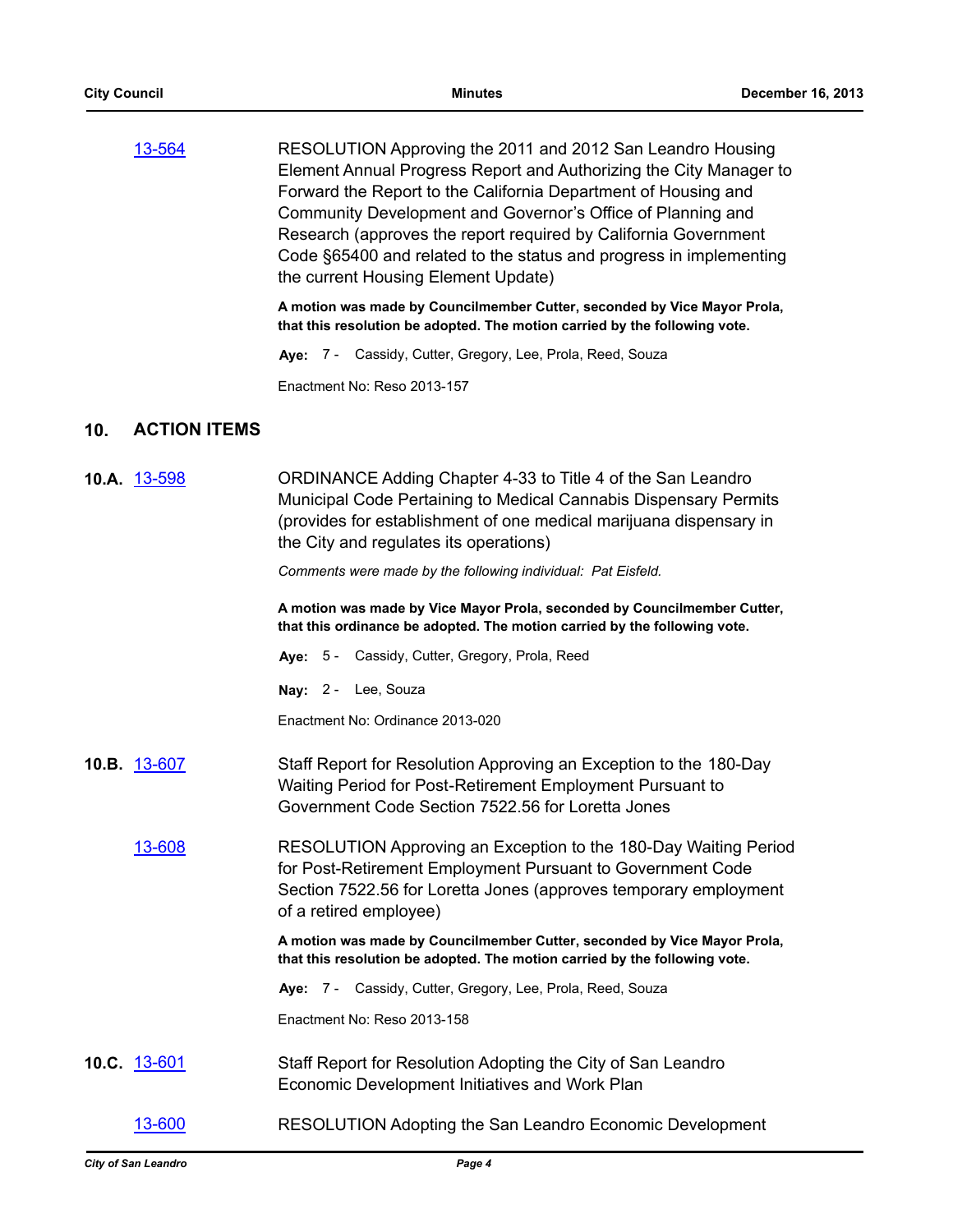13-564 RESOLUTION Approving the 2011 and 2012 San Leandro Housing Element Annual Progress Report and Authorizing the City Manager to Forward the Report to the California Department of Housing and Community Development and Governor's Office of Planning and Research (approves the report required by California Government Code §65400 and related to the status and progress in implementing the current Housing Element Update)

**A motion was made by Councilmember Cutter, seconded by Vice Mayor Prola, that this resolution be adopted. The motion carried by the following vote.**

**Aye:** 7 - Cassidy, Cutter, Gregory, Lee, Prola, Reed, Souza

Enactment No: Reso 2013-157

## 10. ACTION ITEMS

**10.A.** 13-598 ORDINANCE Adding Chapter 4-33 to Title 4 of the San Leandro Municipal Code Pertaining to Medical Cannabis Dispensary Permits (provides for establishment of one medical marijuana dispensary in the City and regulates its operations)

*Comments were made by the following individual: Pat Eisfeld.*

**A motion was made by Vice Mayor Prola, seconded by Councilmember Cutter, that this ordinance be adopted. The motion carried by the following vote.**

**Aye:** 5 - Cassidy, Cutter, Gregory, Prola, Reed

**Nay:** 2 - Lee, Souza

Enactment No: Ordinance 2013-020

**10.B.** 13-607 Staff Report for Resolution Approving an Exception to the 180-Day Waiting Period for Post-Retirement Employment Pursuant to Government Code Section 7522.56 for Loretta Jones

13-608 RESOLUTION Approving an Exception to the 180-Day Waiting Period for Post-Retirement Employment Pursuant to Government Code Section 7522.56 for Loretta Jones (approves temporary employment of a retired employee)

**A motion was made by Councilmember Cutter, seconded by Vice Mayor Prola, that this resolution be adopted. The motion carried by the following vote.**

**Aye:** 7 - Cassidy, Cutter, Gregory, Lee, Prola, Reed, Souza

Enactment No: Reso 2013-158

**10.C.** 13-601 Staff Report for Resolution Adopting the City of San Leandro Economic Development Initiatives and Work Plan

13-600 RESOLUTION Adopting the San Leandro Economic Development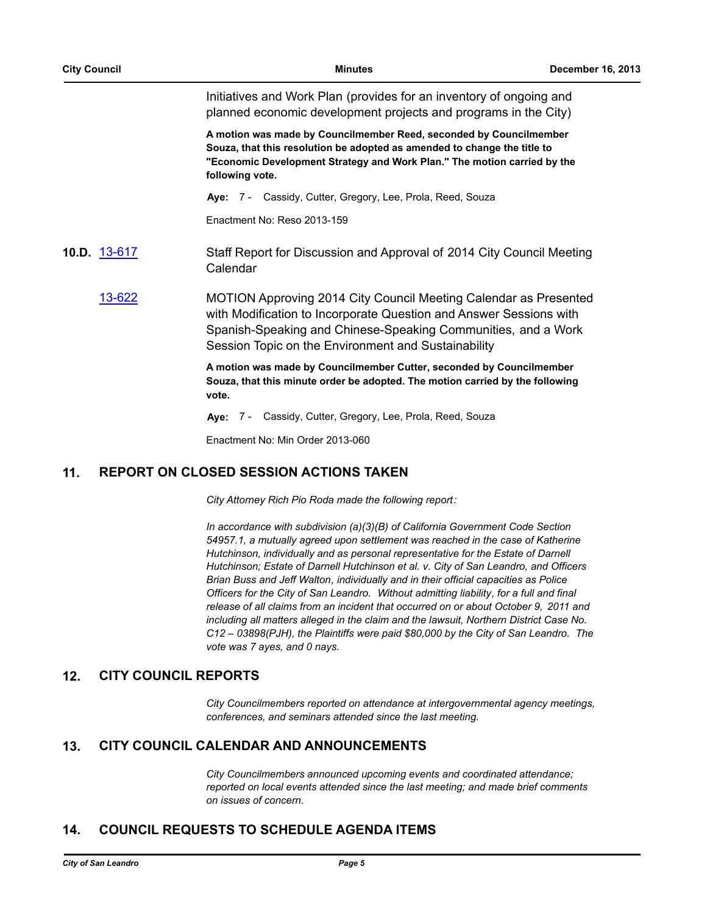Initiatives and Work Plan (provides for an inventory of ongoing and planned economic development projects and programs in the City)

**A motion was made by Councilmember Reed, seconded by Councilmember Souza, that this resolution be adopted as amended to change the title to "Economic Development Strategy and Work Plan." The motion carried by the following vote.**

**Aye:** 7 - Cassidy, Cutter, Gregory, Lee, Prola, Reed, Souza

Enactment No: Reso 2013-159

**10.D.** 13-617 Staff Report for Discussion and Approval of 2014 City Council Meeting Calendar

13-622 MOTION Approving 2014 City Council Meeting Calendar as Presented with Modification to Incorporate Question and Answer Sessions with Spanish-Speaking and Chinese-Speaking Communities, and a Work Session Topic on the Environment and Sustainability

**A motion was made by Councilmember Cutter, seconded by Councilmember Souza, that this minute order be adopted. The motion carried by the following vote.**

**Aye:** 7 - Cassidy, Cutter, Gregory, Lee, Prola, Reed, Souza

Enactment No: Min Order 2013-060

## 11. REPORT ON CLOSED SESSION ACTIONS TAKEN

*City Attorney Rich Pio Roda made the following report:*

*In accordance with subdivision (a)(3)(B) of California Government Code Section 54957.1, a mutually agreed upon settlement was reached in the case of Katherine Hutchinson, individually and as personal representative for the Estate of Darnell Hutchinson; Estate of Darnell Hutchinson et al. v. City of San Leandro, and Officers Brian Buss and Jeff Walton, individually and in their official capacities as Police Officers for the City of San Leandro. Without admitting liability, for a full and final release of all claims from an incident that occurred on or about October 9, 2011 and including all matters alleged in the claim and the lawsuit, Northern District Case No. C12 – 03898(PJH), the Plaintiffs were paid $80,000 by the City of San Leandro. The vote was 7 ayes, and 0 nays.*

## 12. CITY COUNCIL REPORTS

*City Councilmembers reported on attendance at intergovernmental agency meetings, conferences, and seminars attended since the last meeting.*

## 13. CITY COUNCIL CALENDAR AND ANNOUNCEMENTS

*City Councilmembers announced upcoming events and coordinated attendance; reported on local events attended since the last meeting; and made brief comments on issues of concern.*

## 14. COUNCIL REQUESTS TO SCHEDULE AGENDA ITEMS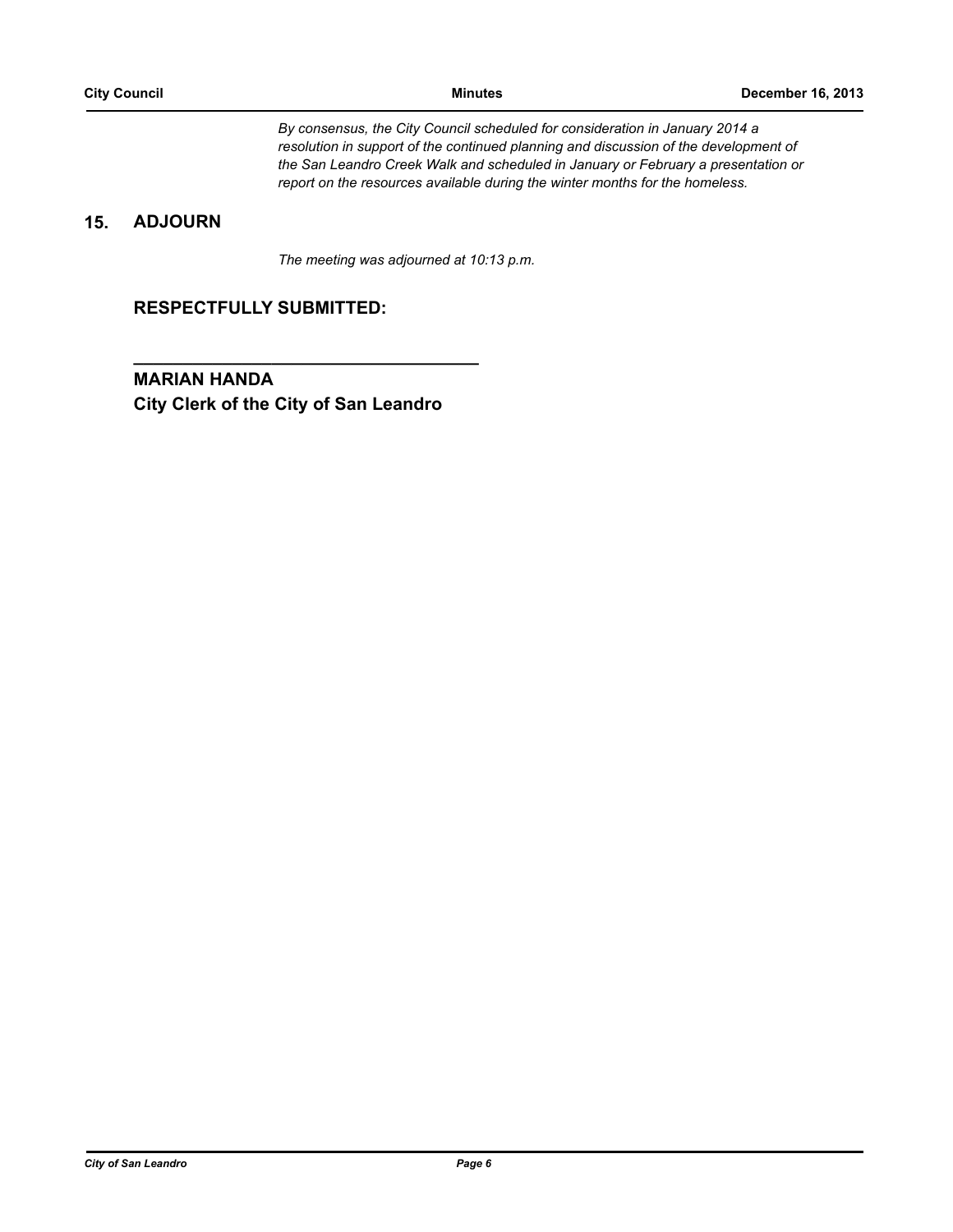*By consensus, the City Council scheduled for consideration in January 2014 a resolution in support of the continued planning and discussion of the development of the San Leandro Creek Walk and scheduled in January or February a presentation or report on the resources available during the winter months for the homeless.*

## 15. ADJOURN

*The meeting was adjourned at 10:13 p.m.*

**RESPECTFULLY SUBMITTED:**

\_\_\_\_\_\_\_\_\_\_\_\_\_\_\_\_\_\_\_\_\_\_\_\_\_\_\_\_\_\_\_\_\_\_\_\_

**MARIAN HANDA**
**City Clerk of the City of San Leandro**